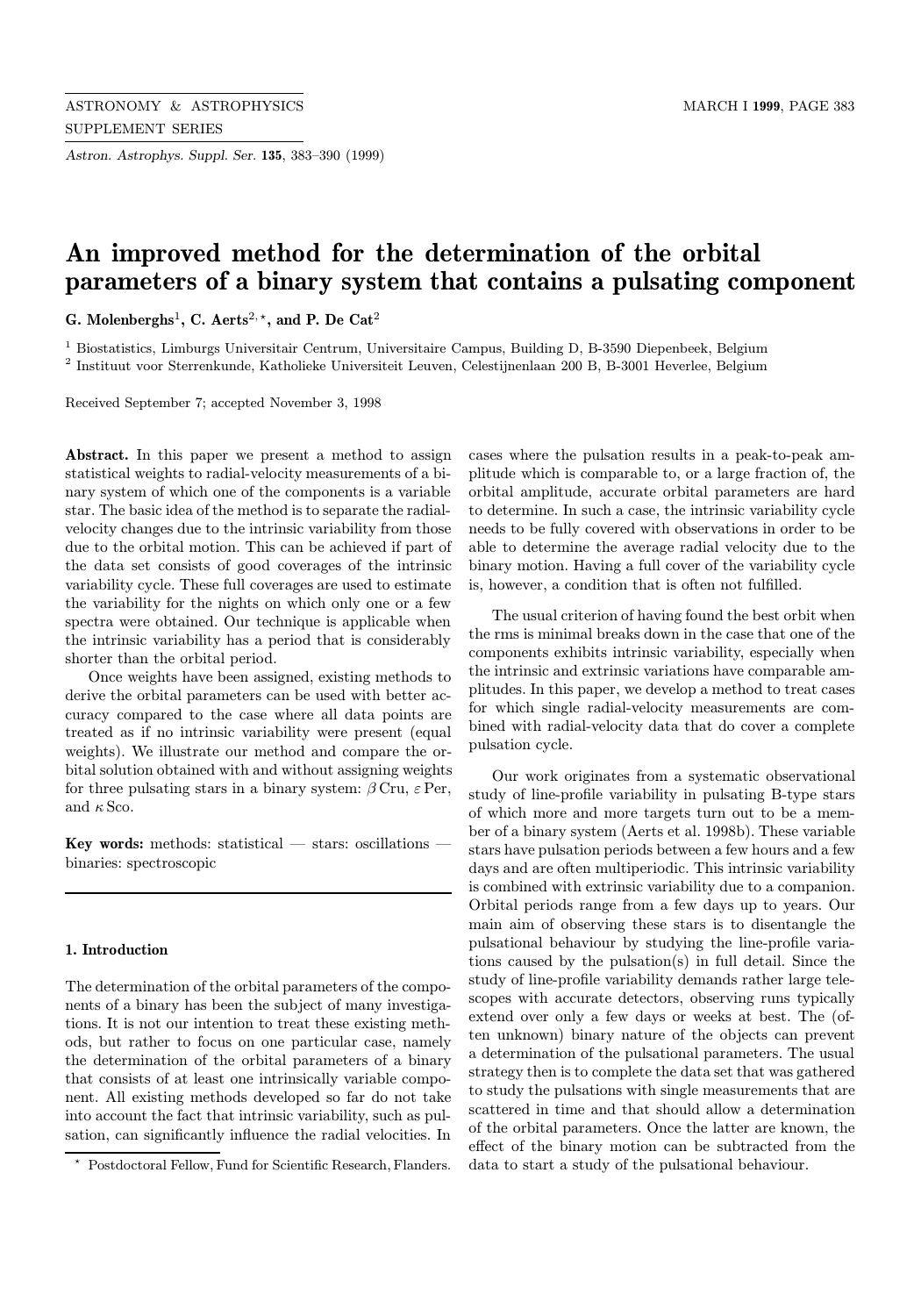# An improved method for the determination of the orbital parameters of a binary system that contains a pulsating component

**G. Molenberghs**[1], **C. Aerts**[2,⋆], **and P. De Cat**[2]

[1] Biostatistics, Limburgs Universitair Centrum, Universitaire Campus, Building D, B-3590 Diepenbeek, Belgium

[2] Instituut voor Sterrenkunde, Katholieke Universiteit Leuven, Celestijnenlaan 200 B, B-3001 Heverlee, Belgium

Received September 7; accepted November 3, 1998

**Abstract.** In this paper we present a method to assign statistical weights to radial-velocity measurements of a binary system of which one of the components is a variable star. The basic idea of the method is to separate the radial-velocity changes due to the intrinsic variability from those due to the orbital motion. This can be achieved if part of the data set consists of good coverages of the intrinsic variability cycle. These full coverages are used to estimate the variability for the nights on which only one or a few spectra were obtained. Our technique is applicable when the intrinsic variability has a period that is considerably shorter than the orbital period.

Once weights have been assigned, existing methods to derive the orbital parameters can be used with better accuracy compared to the case where all data points are treated as if no intrinsic variability were present (equal weights). We illustrate our method and compare the orbital solution obtained with and without assigning weights for three pulsating stars in a binary system: $\beta$ Cru, $\varepsilon$ Per, and $\kappa$ Sco.

**Key words:** methods: statistical — stars: oscillations — binaries: spectroscopic

## 1. Introduction

The determination of the orbital parameters of the components of a binary has been the subject of many investigations. It is not our intention to treat these existing methods, but rather to focus on one particular case, namely the determination of the orbital parameters of a binary that consists of at least one intrinsically variable component. All existing methods developed so far do not take into account the fact that intrinsic variability, such as pulsation, can significantly influence the radial velocities. In cases where the pulsation results in a peak-to-peak amplitude which is comparable to, or a large fraction of, the orbital amplitude, accurate orbital parameters are hard to determine. In such a case, the intrinsic variability cycle needs to be fully covered with observations in order to be able to determine the average radial velocity due to the binary motion. Having a full cover of the variability cycle is, however, a condition that is often not fulfilled.

The usual criterion of having found the best orbit when the rms is minimal breaks down in the case that one of the components exhibits intrinsic variability, especially when the intrinsic and extrinsic variations have comparable amplitudes. In this paper, we develop a method to treat cases for which single radial-velocity measurements are combined with radial-velocity data that do cover a complete pulsation cycle.

Our work originates from a systematic observational study of line-profile variability in pulsating B-type stars of which more and more targets turn out to be a member of a binary system (Aerts et al. 1998b). These variable stars have pulsation periods between a few hours and a few days and are often multiperiodic. This intrinsic variability is combined with extrinsic variability due to a companion. Orbital periods range from a few days up to years. Our main aim of observing these stars is to disentangle the pulsational behaviour by studying the line-profile variations caused by the pulsation(s) in full detail. Since the study of line-profile variability demands rather large telescopes with accurate detectors, observing runs typically extend over only a few days or weeks at best. The (often unknown) binary nature of the objects can prevent a determination of the pulsational parameters. The usual strategy then is to complete the data set that was gathered to study the pulsations with single measurements that are scattered in time and that should allow a determination of the orbital parameters. Once the latter are known, the effect of the binary motion can be subtracted from the data to start a study of the pulsational behaviour.

⋆ Postdoctoral Fellow, Fund for Scientific Research, Flanders.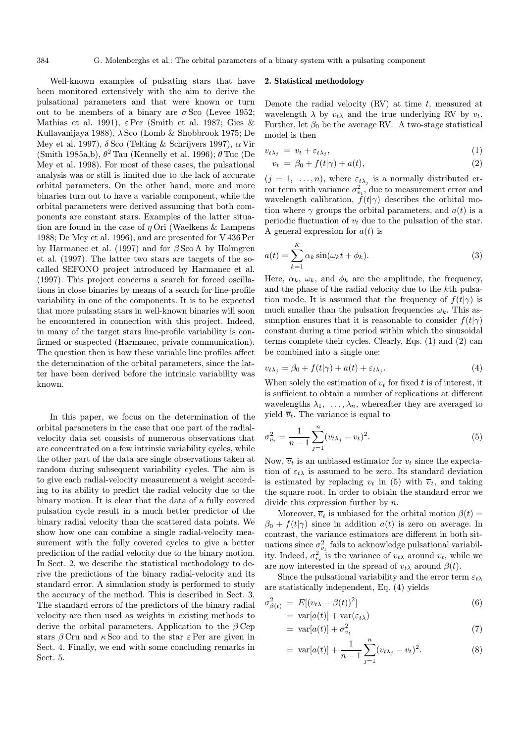Well-known examples of pulsating stars that have been monitored extensively with the aim to derive the pulsational parameters and that were known or turn out to be members of a binary are $\sigma$ Sco (Levee 1952; Mathias et al. 1991), $\varepsilon$ Per (Smith et al. 1987; Gies & Kullavanijaya 1988), $\lambda$ Sco (Lomb & Shobbrook 1975; De Mey et al. 1997), $\delta$ Sco (Telting & Schrijvers 1997), $\alpha$ Vir (Smith 1985a,b), $\theta^2$ Tau (Kennelly et al. 1996); $\theta$ Tuc (De Mey et al. 1998). For most of these cases, the pulsational analysis was or still is limited due to the lack of accurate orbital parameters. On the other hand, more and more binaries turn out to have a variable component, while the orbital parameters were derived assuming that both components are constant stars. Examples of the latter situation are found in the case of $\eta$ Ori (Waelkens & Lampens 1988; De Mey et al. 1996), and are presented for V 436 Per by Harmanec et al. (1997) and for $\beta$ Sco A by Holmgren et al. (1997). The latter two stars are targets of the so-called SEFONO project introduced by Harmanec et al. (1997). This project concerns a search for forced oscillations in close binaries by means of a search for line-profile variability in one of the components. It is to be expected that more pulsating stars in well-known binaries will soon be encountered in connection with this project. Indeed, in many of the target stars line-profile variability is confirmed or suspected (Harmanec, private communication). The question then is how these variable line profiles affect the determination of the orbital parameters, since the latter have been derived before the intrinsic variability was known.

In this paper, we focus on the determination of the orbital parameters in the case that one part of the radial-velocity data set consists of numerous observations that are concentrated on a few intrinsic variability cycles, while the other part of the data are single observations taken at random during subsequent variability cycles. The aim is to give each radial-velocity measurement a weight according to its ability to predict the radial velocity due to the binary motion. It is clear that the data of a fully covered pulsation cycle result in a much better predictor of the binary radial velocity than the scattered data points. We show how one can combine a single radial-velocity measurement with the fully covered cycles to give a better prediction of the radial velocity due to the binary motion. In Sect. 2, we describe the statistical methodology to derive the predictions of the binary radial-velocity and its standard error. A simulation study is performed to study the accuracy of the method. This is described in Sect. 3. The standard errors of the predictors of the binary radial velocity are then used as weights in existing methods to derive the orbital parameters. Application to the $\beta$ Cep stars $\beta$ Cru and $\kappa$ Sco and to the star $\varepsilon$ Per are given in Sect. 4. Finally, we end with some concluding remarks in Sect. 5.

## 2. Statistical methodology

Denote the radial velocity (RV) at time $t$, measured at wavelength $\lambda$ by $v_{t\lambda}$ and the true underlying RV by $v_t$. Further, let $\beta_0$ be the average RV. A two-stage statistical model is then

$$v_{t\lambda_j} = v_t + \varepsilon_{t\lambda_j}, \tag{1}$$

$$v_t = \beta_0 + f(t|\gamma) + a(t), \tag{2}$$

($j = 1, \ldots, n$), where $\varepsilon_{t\lambda_j}$ is a normally distributed error term with variance $\sigma^2_{v_t}$, due to measurement error and wavelength calibration, $f(t|\gamma)$ describes the orbital motion where $\gamma$ groups the orbital parameters, and $a(t)$ is a periodic fluctuation of $v_t$ due to the pulsation of the star. A general expression for $a(t)$ is

$$a(t) = \sum_{k=1}^{K} \alpha_k \sin(\omega_k t + \phi_k). \tag{3}$$

Here, $\alpha_k$, $\omega_k$, and $\phi_k$ are the amplitude, the frequency, and the phase of the radial velocity due to the $k$th pulsation mode. It is assumed that the frequency of $f(t|\gamma)$ is much smaller than the pulsation frequencies $\omega_k$. This assumption ensures that it is reasonable to consider $f(t|\gamma)$ constant during a time period within which the sinusoidal terms complete their cycles. Clearly, Eqs. (1) and (2) can be combined into a single one:

$$v_{t\lambda_j} = \beta_0 + f(t|\gamma) + a(t) + \varepsilon_{t\lambda_j}. \tag{4}$$

When solely the estimation of $v_t$ for fixed $t$ is of interest, it is sufficient to obtain a number of replications at different wavelengths $\lambda_1, \ldots, \lambda_n$, whereafter they are averaged to yield $\overline{v}_t$. The variance is equal to

$$\sigma^2_{v_t} = \frac{1}{n-1} \sum_{j=1}^{n} (v_{t\lambda_j} - v_t)^2. \tag{5}$$

Now, $\overline{v}_t$ is an unbiased estimator for $v_t$ since the expectation of $\varepsilon_{t\lambda}$ is assumed to be zero. Its standard deviation is estimated by replacing $v_t$ in (5) with $\overline{v}_t$, and taking the square root. In order to obtain the standard error we divide this expression further by $n$.

Moreover, $\overline{v}_t$ is unbiased for the orbital motion $\beta(t) = \beta_0 + f(t|\gamma)$ since in addition $a(t)$ is zero on average. In contrast, the variance estimators are different in both situations since $\sigma^2_{v_t}$ fails to acknowledge pulsational variability. Indeed, $\sigma^2_{v_t}$ is the variance of $v_{t\lambda}$ around $v_t$, while we are now interested in the spread of $v_{t\lambda}$ around $\beta(t)$.

Since the pulsational variability and the error term $\varepsilon_{t\lambda}$ are statistically independent, Eq. (4) yields

$$\sigma^2_{\beta(t)} = E[(v_{t\lambda} - \beta(t))^2] \tag{6}$$

$$= \mathrm{var}[a(t)] + \mathrm{var}(\varepsilon_{t\lambda})$$

$$= \mathrm{var}[a(t)] + \sigma^2_{v_t} \tag{7}$$

$$= \mathrm{var}[a(t)] + \frac{1}{n-1} \sum_{j=1}^{n} (v_{t\lambda_j} - v_t)^2. \tag{8}$$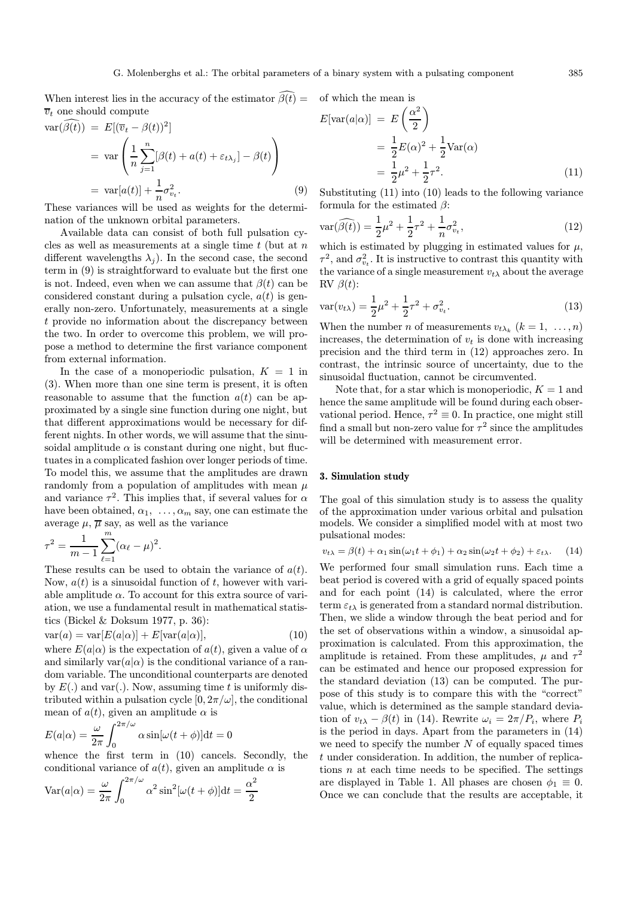When interest lies in the accuracy of the estimator $\widehat{\beta(t)} = \overline{v}_t$ one should compute

$$
\begin{aligned}
\text{var}(\widehat{\beta(t)}) &= E[(\overline{v}_t - \beta(t))^2] \\
&= \text{var}\left(\frac{1}{n}\sum_{j=1}^{n}[\beta(t) + a(t) + \varepsilon_{t\lambda_j}] - \beta(t)\right) \\
&= \text{var}[a(t)] + \frac{1}{n}\sigma^2_{v_t}. \qquad (9)
\end{aligned}
$$

These variances will be used as weights for the determination of the unknown orbital parameters.

Available data can consist of both full pulsation cycles as well as measurements at a single time $t$ (but at $n$ different wavelengths $\lambda_j$). In the second case, the second term in (9) is straightforward to evaluate but the first one is not. Indeed, even when we can assume that $\beta(t)$ can be considered constant during a pulsation cycle, $a(t)$ is generally non-zero. Unfortunately, measurements at a single $t$ provide no information about the discrepancy between the two. In order to overcome this problem, we will propose a method to determine the first variance component from external information.

In the case of a monoperiodic pulsation, $K = 1$ in (3). When more than one sine term is present, it is often reasonable to assume that the function $a(t)$ can be approximated by a single sine function during one night, but that different approximations would be necessary for different nights. In other words, we will assume that the sinusoidal amplitude $\alpha$ is constant during one night, but fluctuates in a complicated fashion over longer periods of time. To model this, we assume that the amplitudes are drawn randomly from a population of amplitudes with mean $\mu$ and variance $\tau^2$. This implies that, if several values for $\alpha$ have been obtained, $\alpha_1, \ \ldots, \alpha_m$ say, one can estimate the average $\mu$, $\overline{\mu}$ say, as well as the variance

$$
\tau^2 = \frac{1}{m-1}\sum_{\ell=1}^{m}(\alpha_\ell - \mu)^2.
$$

These results can be used to obtain the variance of $a(t)$. Now, $a(t)$ is a sinusoidal function of $t$, however with variable amplitude $\alpha$. To account for this extra source of variation, we use a fundamental result in mathematical statistics (Bickel & Doksum 1977, p. 36):

$$
\text{var}(a) = \text{var}[E(a|\alpha)] + E[\text{var}(a|\alpha)], \qquad (10)
$$

where $E(a|\alpha)$ is the expectation of $a(t)$, given a value of $\alpha$ and similarly $\text{var}(a|\alpha)$ is the conditional variance of a random variable. The unconditional counterparts are denoted by $E(.)$ and $\text{var}(.)$. Now, assuming time $t$ is uniformly distributed within a pulsation cycle $[0, 2\pi/\omega]$, the conditional mean of $a(t)$, given an amplitude $\alpha$ is

$$
E(a|\alpha) = \frac{\omega}{2\pi}\int_0^{2\pi/\omega} \alpha \sin[\omega(t+\phi)]\text{d}t = 0
$$

whence the first term in (10) cancels. Secondly, the conditional variance of $a(t)$, given an amplitude $\alpha$ is

$$
\text{Var}(a|\alpha) = \frac{\omega}{2\pi}\int_0^{2\pi/\omega} \alpha^2 \sin^2[\omega(t+\phi)]\text{d}t = \frac{\alpha^2}{2}
$$

of which the mean is

$$
\begin{aligned}
E[\text{var}(a|\alpha)] &= E\left(\frac{\alpha^2}{2}\right) \\
&= \frac{1}{2}E(\alpha)^2 + \frac{1}{2}\text{Var}(\alpha) \\
&= \frac{1}{2}\mu^2 + \frac{1}{2}\tau^2. \qquad (11)
\end{aligned}
$$

Substituting (11) into (10) leads to the following variance formula for the estimated $\beta$:

$$
\text{var}(\widehat{\beta(t)}) = \frac{1}{2}\mu^2 + \frac{1}{2}\tau^2 + \frac{1}{n}\sigma^2_{v_t}, \qquad (12)
$$

which is estimated by plugging in estimated values for $\mu$, $\tau^2$, and $\sigma^2_{v_t}$. It is instructive to contrast this quantity with the variance of a single measurement $v_{t\lambda}$ about the average RV $\beta(t)$:

$$
\text{var}(v_{t\lambda}) = \frac{1}{2}\mu^2 + \frac{1}{2}\tau^2 + \sigma^2_{v_t}. \qquad (13)
$$

When the number $n$ of measurements $v_{t\lambda_k}$ $(k = 1, \ \ldots, n)$ increases, the determination of $v_t$ is done with increasing precision and the third term in (12) approaches zero. In contrast, the intrinsic source of uncertainty, due to the sinusoidal fluctuation, cannot be circumvented.

Note that, for a star which is monoperiodic, $K = 1$ and hence the same amplitude will be found during each observational period. Hence, $\tau^2 \equiv 0$. In practice, one might still find a small but non-zero value for $\tau^2$ since the amplitudes will be determined with measurement error.

## 3. Simulation study

The goal of this simulation study is to assess the quality of the approximation under various orbital and pulsation models. We consider a simplified model with at most two pulsational modes:

$$
v_{t\lambda} = \beta(t) + \alpha_1 \sin(\omega_1 t + \phi_1) + \alpha_2 \sin(\omega_2 t + \phi_2) + \varepsilon_{t\lambda}. \qquad (14)
$$

We performed four small simulation runs. Each time a beat period is covered with a grid of equally spaced points and for each point (14) is calculated, where the error term $\varepsilon_{t\lambda}$ is generated from a standard normal distribution. Then, we slide a window through the beat period and for the set of observations within a window, a sinusoidal approximation is calculated. From this approximation, the amplitude is retained. From these amplitudes, $\mu$ and $\tau^2$ can be estimated and hence our proposed expression for the standard deviation (13) can be computed. The purpose of this study is to compare this with the "correct" value, which is determined as the sample standard deviation of $v_{t\lambda} - \beta(t)$ in (14). Rewrite $\omega_i = 2\pi/P_i$, where $P_i$ is the period in days. Apart from the parameters in (14) we need to specify the number $N$ of equally spaced times $t$ under consideration. In addition, the number of replications $n$ at each time needs to be specified. The settings are displayed in Table 1. All phases are chosen $\phi_1 \equiv 0$. Once we can conclude that the results are acceptable, it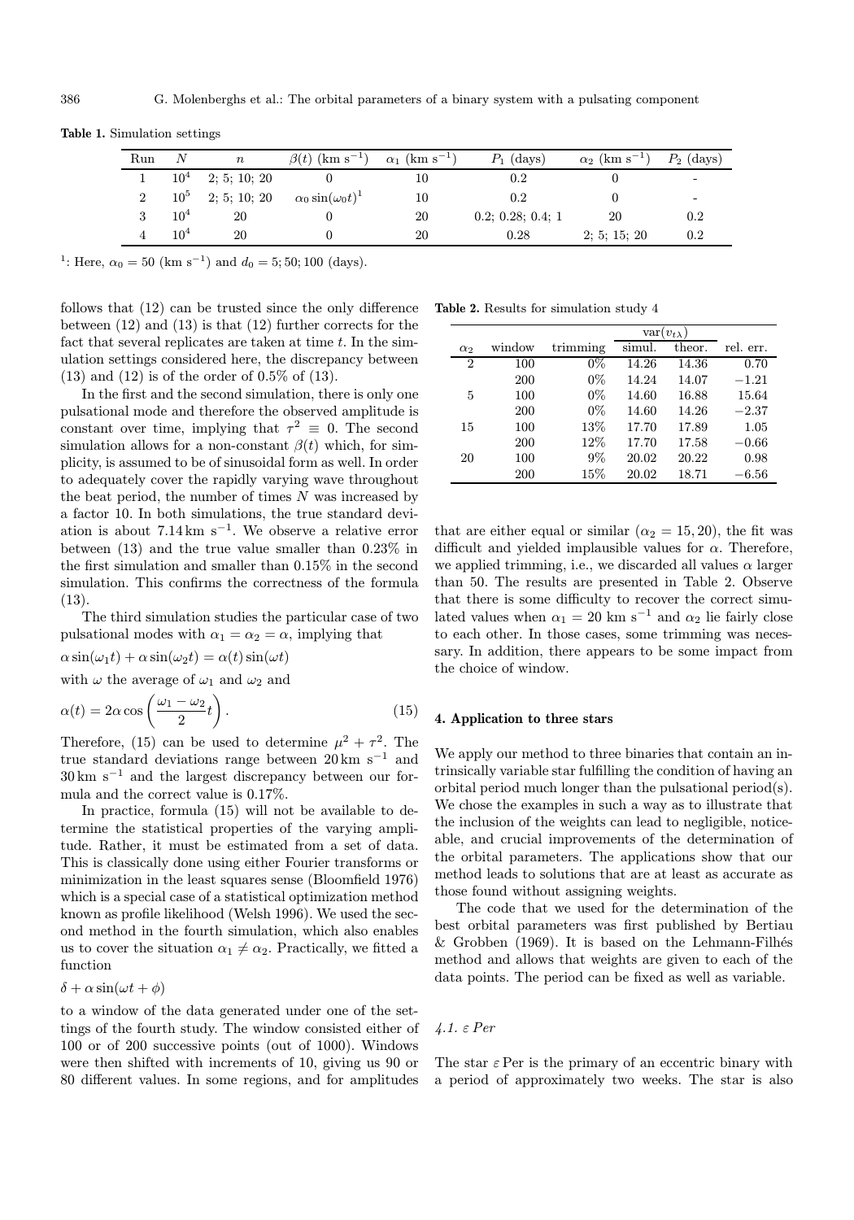**Table 1.** Simulation settings

| Run | $N$ | $n$ | $\beta(t)$ (km s$^{-1}$) | $\alpha_1$ (km s$^{-1}$) | $P_1$ (days) | $\alpha_2$ (km s$^{-1}$) | $P_2$ (days) |
|---|---|---|---|---|---|---|---|
| 1 | $10^4$ | 2; 5; 10; 20 | 0 | 10 | 0.2 | 0 | - |
| 2 | $10^5$ | 2; 5; 10; 20 | $\alpha_0 \sin(\omega_0 t)^1$ | 10 | 0.2 | 0 | - |
| 3 | $10^4$ | 20 | 0 | 20 | 0.2; 0.28; 0.4; 1 | 20 | 0.2 |
| 4 | $10^4$ | 20 | 0 | 20 | 0.28 | 2; 5; 15; 20 | 0.2 |

[1]: Here, $\alpha_0 = 50$ (km s$^{-1}$) and $d_0 = 5; 50; 100$ (days).

follows that (12) can be trusted since the only difference between (12) and (13) is that (12) further corrects for the fact that several replicates are taken at time $t$. In the simulation settings considered here, the discrepancy between (13) and (12) is of the order of 0.5% of (13).

In the first and the second simulation, there is only one pulsational mode and therefore the observed amplitude is constant over time, implying that $\tau^2 \equiv 0$. The second simulation allows for a non-constant $\beta(t)$ which, for simplicity, is assumed to be of sinusoidal form as well. In order to adequately cover the rapidly varying wave throughout the beat period, the number of times $N$ was increased by a factor 10. In both simulations, the true standard deviation is about 7.14 km s$^{-1}$. We observe a relative error between (13) and the true value smaller than 0.23% in the first simulation and smaller than 0.15% in the second simulation. This confirms the correctness of the formula (13).

The third simulation studies the particular case of two pulsational modes with $\alpha_1 = \alpha_2 = \alpha$, implying that

$$\alpha \sin(\omega_1 t) + \alpha \sin(\omega_2 t) = \alpha(t) \sin(\omega t)$$

with $\omega$ the average of $\omega_1$ and $\omega_2$ and

$$\alpha(t) = 2\alpha \cos\left(\frac{\omega_1 - \omega_2}{2} t\right). \tag{15}$$

Therefore, (15) can be used to determine $\mu^2 + \tau^2$. The true standard deviations range between 20 km s$^{-1}$ and 30 km s$^{-1}$ and the largest discrepancy between our formula and the correct value is 0.17%.

In practice, formula (15) will not be available to determine the statistical properties of the varying amplitude. Rather, it must be estimated from a set of data. This is classically done using either Fourier transforms or minimization in the least squares sense (Bloomfield 1976) which is a special case of a statistical optimization method known as profile likelihood (Welsh 1996). We used the second method in the fourth simulation, which also enables us to cover the situation $\alpha_1 \neq \alpha_2$. Practically, we fitted a function

$$\delta + \alpha \sin(\omega t + \phi)$$

to a window of the data generated under one of the settings of the fourth study. The window consisted either of 100 or of 200 successive points (out of 1000). Windows were then shifted with increments of 10, giving us 90 or 80 different values. In some regions, and for amplitudes that are either equal or similar ($\alpha_2 = 15, 20$), the fit was difficult and yielded implausible values for $\alpha$. Therefore, we applied trimming, i.e., we discarded all values $\alpha$ larger than 50. The results are presented in Table 2. Observe that there is some difficulty to recover the correct simulated values when $\alpha_1 = 20$ km s$^{-1}$ and $\alpha_2$ lie fairly close to each other. In those cases, some trimming was necessary. In addition, there appears to be some impact from the choice of window.

**Table 2.** Results for simulation study 4

| $\alpha_2$ | window | trimming | var($v_{t\lambda}$) simul. | var($v_{t\lambda}$) theor. | rel. err. |
|---|---|---|---|---|---|
| 2 | 100 | 0% | 14.26 | 14.36 | 0.70 |
| | 200 | 0% | 14.24 | 14.07 | −1.21 |
| 5 | 100 | 0% | 14.60 | 16.88 | 15.64 |
| | 200 | 0% | 14.60 | 14.26 | −2.37 |
| 15 | 100 | 13% | 17.70 | 17.89 | 1.05 |
| | 200 | 12% | 17.70 | 17.58 | −0.66 |
| 20 | 100 | 9% | 20.02 | 20.22 | 0.98 |
| | 200 | 15% | 20.02 | 18.71 | −6.56 |

## 4. Application to three stars

We apply our method to three binaries that contain an intrinsically variable star fulfilling the condition of having an orbital period much longer than the pulsational period(s). We chose the examples in such a way as to illustrate that the inclusion of the weights can lead to negligible, noticeable, and crucial improvements of the determination of the orbital parameters. The applications show that our method leads to solutions that are at least as accurate as those found without assigning weights.

The code that we used for the determination of the best orbital parameters was first published by Bertiau & Grobben (1969). It is based on the Lehmann-Filhés method and allows that weights are given to each of the data points. The period can be fixed as well as variable.

### *4.1. $\varepsilon$ Per*

The star $\varepsilon$ Per is the primary of an eccentric binary with a period of approximately two weeks. The star is also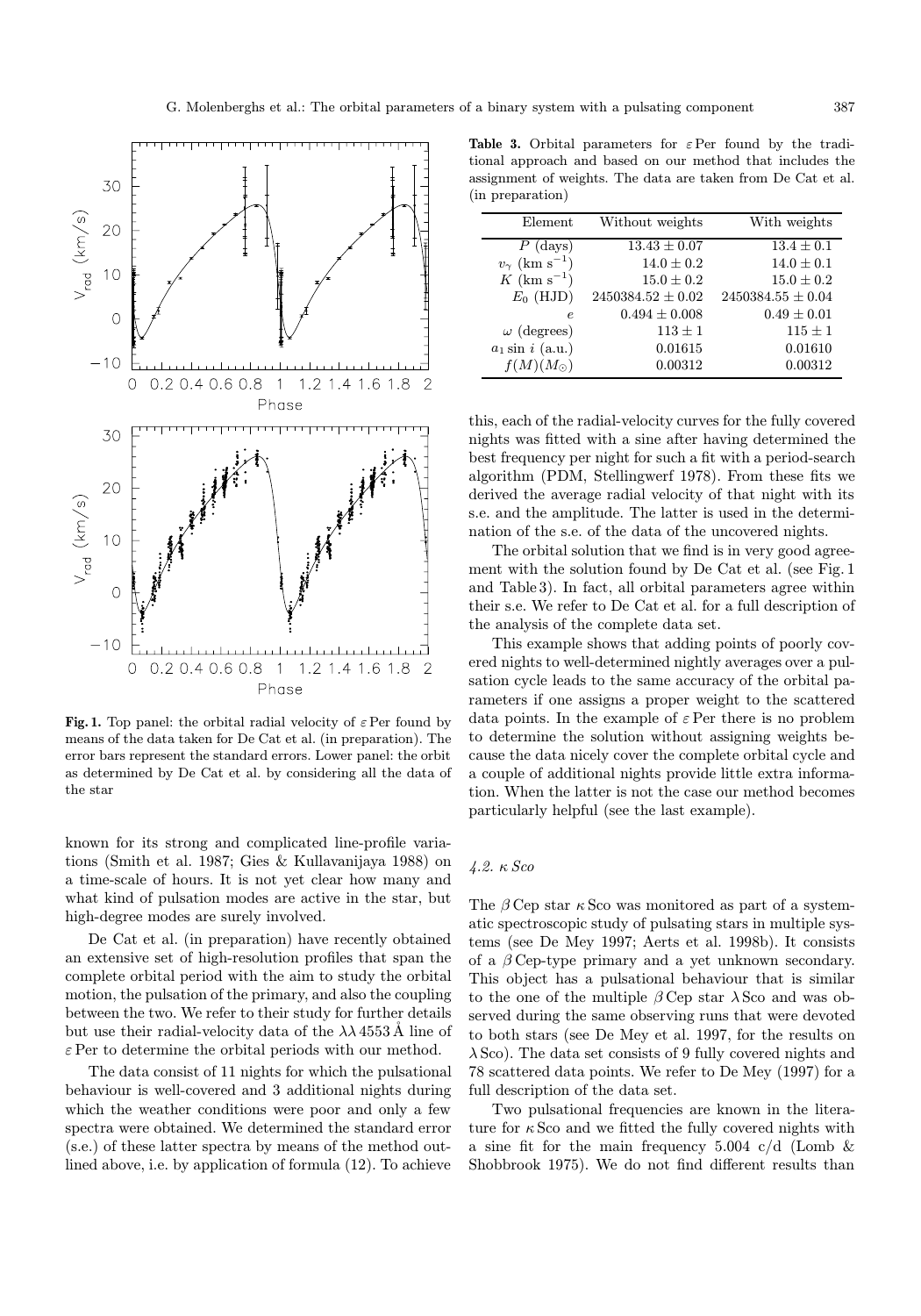**Fig. 1.** Top panel: the orbital radial velocity of $\varepsilon$ Per found by means of the data taken for De Cat et al. (in preparation). The error bars represent the standard errors. Lower panel: the orbit as determined by De Cat et al. by considering all the data of the star

known for its strong and complicated line-profile variations (Smith et al. 1987; Gies & Kullavanijaya 1988) on a time-scale of hours. It is not yet clear how many and what kind of pulsation modes are active in the star, but high-degree modes are surely involved.

De Cat et al. (in preparation) have recently obtained an extensive set of high-resolution profiles that span the complete orbital period with the aim to study the orbital motion, the pulsation of the primary, and also the coupling between the two. We refer to their study for further details but use their radial-velocity data of the $\lambda\lambda\,4553$ Å line of $\varepsilon$ Per to determine the orbital periods with our method.

The data consist of 11 nights for which the pulsational behaviour is well-covered and 3 additional nights during which the weather conditions were poor and only a few spectra were obtained. We determined the standard error (s.e.) of these latter spectra by means of the method outlined above, i.e. by application of formula (12). To achieve this, each of the radial-velocity curves for the fully covered nights was fitted with a sine after having determined the best frequency per night for such a fit with a period-search algorithm (PDM, Stellingwerf 1978). From these fits we derived the average radial velocity of that night with its s.e. and the amplitude. The latter is used in the determination of the s.e. of the data of the uncovered nights.

**Table 3.** Orbital parameters for $\varepsilon$ Per found by the traditional approach and based on our method that includes the assignment of weights. The data are taken from De Cat et al. (in preparation)

| Element | Without weights | With weights |
|---|---|---|
| $P$ (days) | $13.43 \pm 0.07$ | $13.4 \pm 0.1$ |
| $v_\gamma$ (km s$^{-1}$) | $14.0 \pm 0.2$ | $14.0 \pm 0.1$ |
| $K$ (km s$^{-1}$) | $15.0 \pm 0.2$ | $15.0 \pm 0.2$ |
| $E_0$ (HJD) | $2450384.52 \pm 0.02$ | $2450384.55 \pm 0.04$ |
| $e$ | $0.494 \pm 0.008$ | $0.49 \pm 0.01$ |
| $\omega$ (degrees) | $113 \pm 1$ | $115 \pm 1$ |
| $a_1 \sin i$ (a.u.) | 0.01615 | 0.01610 |
| $f(M)(M_\odot)$ | 0.00312 | 0.00312 |

The orbital solution that we find is in very good agreement with the solution found by De Cat et al. (see Fig. 1 and Table 3). In fact, all orbital parameters agree within their s.e. We refer to De Cat et al. for a full description of the analysis of the complete data set.

This example shows that adding points of poorly covered nights to well-determined nightly averages over a pulsation cycle leads to the same accuracy of the orbital parameters if one assigns a proper weight to the scattered data points. In the example of $\varepsilon$ Per there is no problem to determine the solution without assigning weights because the data nicely cover the complete orbital cycle and a couple of additional nights provide little extra information. When the latter is not the case our method becomes particularly helpful (see the last example).

### 4.2. $\kappa$ Sco

The $\beta$ Cep star $\kappa$ Sco was monitored as part of a systematic spectroscopic study of pulsating stars in multiple systems (see De Mey 1997; Aerts et al. 1998b). It consists of a $\beta$ Cep-type primary and a yet unknown secondary. This object has a pulsational behaviour that is similar to the one of the multiple $\beta$ Cep star $\lambda$ Sco and was observed during the same observing runs that were devoted to both stars (see De Mey et al. 1997, for the results on $\lambda$ Sco). The data set consists of 9 fully covered nights and 78 scattered data points. We refer to De Mey (1997) for a full description of the data set.

Two pulsational frequencies are known in the literature for $\kappa$ Sco and we fitted the fully covered nights with a sine fit for the main frequency 5.004 c/d (Lomb & Shobbrook 1975). We do not find different results than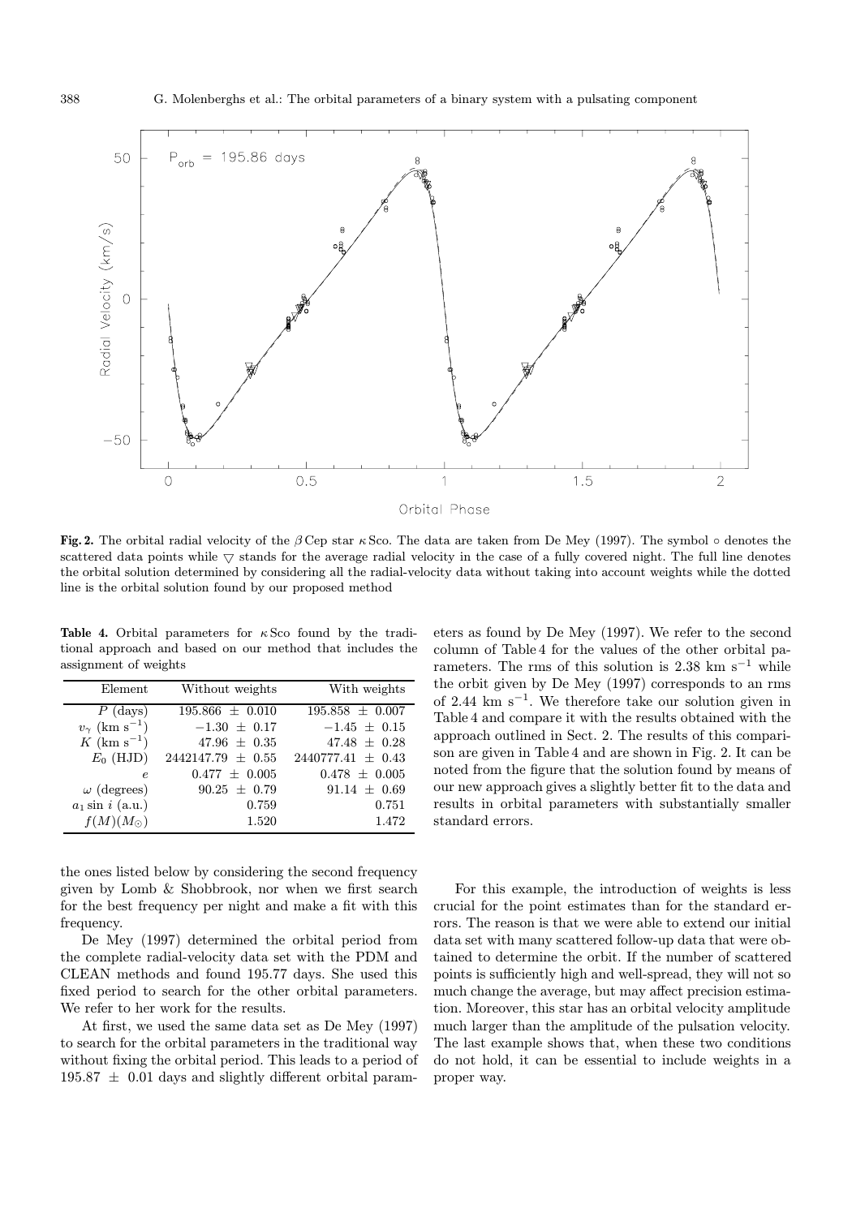**Fig. 2.** The orbital radial velocity of the $\beta$ Cep star $\kappa$ Sco. The data are taken from De Mey (1997). The symbol $\circ$ denotes the scattered data points while $\bigtriangledown$ stands for the average radial velocity in the case of a fully covered night. The full line denotes the orbital solution determined by considering all the radial-velocity data without taking into account weights while the dotted line is the orbital solution found by our proposed method

**Table 4.** Orbital parameters for $\kappa$ Sco found by the traditional approach and based on our method that includes the assignment of weights

| Element | Without weights | With weights |
|---|---|---|
| $P$ (days) | $195.866 \pm 0.010$ | $195.858 \pm 0.007$ |
| $v_\gamma$ (km s$^{-1}$) | $-1.30 \pm 0.17$ | $-1.45 \pm 0.15$ |
| $K$ (km s$^{-1}$) | $47.96 \pm 0.35$ | $47.48 \pm 0.28$ |
| $E_0$ (HJD) | $2442147.79 \pm 0.55$ | $2440777.41 \pm 0.43$ |
| $e$ | $0.477 \pm 0.005$ | $0.478 \pm 0.005$ |
| $\omega$ (degrees) | $90.25 \pm 0.79$ | $91.14 \pm 0.69$ |
| $a_1 \sin i$ (a.u.) | 0.759 | 0.751 |
| $f(M)(M_\odot)$ | 1.520 | 1.472 |

the ones listed below by considering the second frequency given by Lomb & Shobbrook, nor when we first search for the best frequency per night and make a fit with this frequency.

De Mey (1997) determined the orbital period from the complete radial-velocity data set with the PDM and CLEAN methods and found 195.77 days. She used this fixed period to search for the other orbital parameters. We refer to her work for the results.

At first, we used the same data set as De Mey (1997) to search for the orbital parameters in the traditional way without fixing the orbital period. This leads to a period of $195.87 \pm 0.01$ days and slightly different orbital parameters as found by De Mey (1997). We refer to the second column of Table 4 for the values of the other orbital parameters. The rms of this solution is 2.38 km s$^{-1}$ while the orbit given by De Mey (1997) corresponds to an rms of 2.44 km s$^{-1}$. We therefore take our solution given in Table 4 and compare it with the results obtained with the approach outlined in Sect. 2. The results of this comparison are given in Table 4 and are shown in Fig. 2. It can be noted from the figure that the solution found by means of our new approach gives a slightly better fit to the data and results in orbital parameters with substantially smaller standard errors.

For this example, the introduction of weights is less crucial for the point estimates than for the standard errors. The reason is that we were able to extend our initial data set with many scattered follow-up data that were obtained to determine the orbit. If the number of scattered points is sufficiently high and well-spread, they will not so much change the average, but may affect precision estimation. Moreover, this star has an orbital velocity amplitude much larger than the amplitude of the pulsation velocity. The last example shows that, when these two conditions do not hold, it can be essential to include weights in a proper way.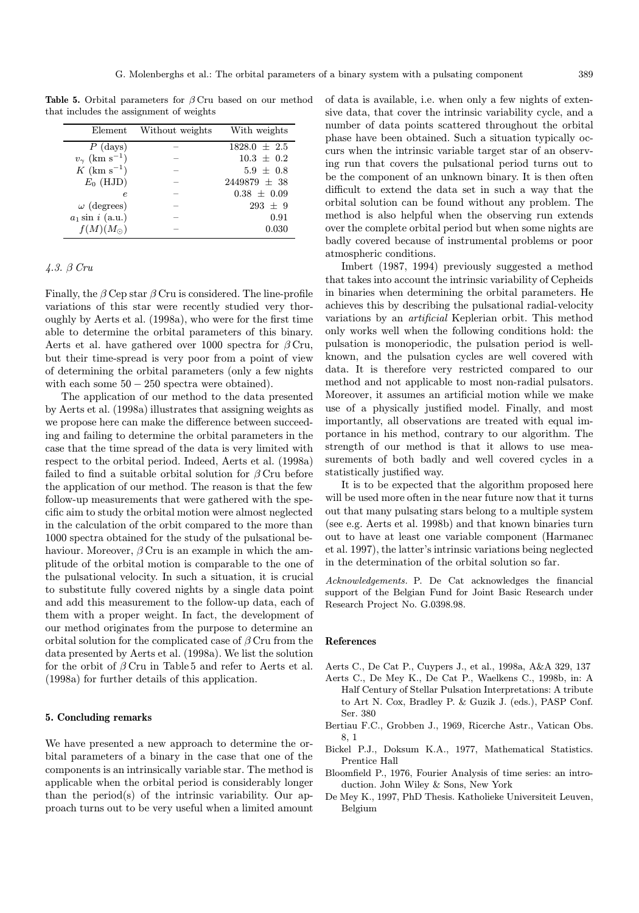**Table 5.** Orbital parameters for $\beta$ Cru based on our method that includes the assignment of weights

| Element | Without weights | With weights |
|---|---|---|
| $P$ (days) | – | $1828.0 \pm 2.5$ |
| $v_\gamma$ (km s$^{-1}$) | – | $10.3 \pm 0.2$ |
| $K$ (km s$^{-1}$) | – | $5.9 \pm 0.8$ |
| $E_0$ (HJD) | – | $2449879 \pm 38$ |
| $e$ | – | $0.38 \pm 0.09$ |
| $\omega$ (degrees) | – | $293 \pm 9$ |
| $a_1 \sin i$ (a.u.) | – | 0.91 |
| $f(M)(M_\odot)$ | – | 0.030 |

### *4.3. β Cru*

Finally, the $\beta$ Cep star $\beta$ Cru is considered. The line-profile variations of this star were recently studied very thoroughly by Aerts et al. (1998a), who were for the first time able to determine the orbital parameters of this binary. Aerts et al. have gathered over 1000 spectra for $\beta$ Cru, but their time-spread is very poor from a point of view of determining the orbital parameters (only a few nights with each some $50 - 250$ spectra were obtained).

The application of our method to the data presented by Aerts et al. (1998a) illustrates that assigning weights as we propose here can make the difference between succeeding and failing to determine the orbital parameters in the case that the time spread of the data is very limited with respect to the orbital period. Indeed, Aerts et al. (1998a) failed to find a suitable orbital solution for $\beta$ Cru before the application of our method. The reason is that the few follow-up measurements that were gathered with the specific aim to study the orbital motion were almost neglected in the calculation of the orbit compared to the more than 1000 spectra obtained for the study of the pulsational behaviour. Moreover, $\beta$ Cru is an example in which the amplitude of the orbital motion is comparable to the one of the pulsational velocity. In such a situation, it is crucial to substitute fully covered nights by a single data point and add this measurement to the follow-up data, each of them with a proper weight. In fact, the development of our method originates from the purpose to determine an orbital solution for the complicated case of $\beta$ Cru from the data presented by Aerts et al. (1998a). We list the solution for the orbit of $\beta$ Cru in Table 5 and refer to Aerts et al. (1998a) for further details of this application.

## 5. Concluding remarks

We have presented a new approach to determine the orbital parameters of a binary in the case that one of the components is an intrinsically variable star. The method is applicable when the orbital period is considerably longer than the period(s) of the intrinsic variability. Our approach turns out to be very useful when a limited amount of data is available, i.e. when only a few nights of extensive data, that cover the intrinsic variability cycle, and a number of data points scattered throughout the orbital phase have been obtained. Such a situation typically occurs when the intrinsic variable target star of an observing run that covers the pulsational period turns out to be the component of an unknown binary. It is then often difficult to extend the data set in such a way that the orbital solution can be found without any problem. The method is also helpful when the observing run extends over the complete orbital period but when some nights are badly covered because of instrumental problems or poor atmospheric conditions.

Imbert (1987, 1994) previously suggested a method that takes into account the intrinsic variability of Cepheids in binaries when determining the orbital parameters. He achieves this by describing the pulsational radial-velocity variations by an *artificial* Keplerian orbit. This method only works well when the following conditions hold: the pulsation is monoperiodic, the pulsation period is well-known, and the pulsation cycles are well covered with data. It is therefore very restricted compared to our method and not applicable to most non-radial pulsators. Moreover, it assumes an artificial motion while we make use of a physically justified model. Finally, and most importantly, all observations are treated with equal importance in his method, contrary to our algorithm. The strength of our method is that it allows to use measurements of both badly and well covered cycles in a statistically justified way.

It is to be expected that the algorithm proposed here will be used more often in the near future now that it turns out that many pulsating stars belong to a multiple system (see e.g. Aerts et al. 1998b) and that known binaries turn out to have at least one variable component (Harmanec et al. 1997), the latter's intrinsic variations being neglected in the determination of the orbital solution so far.

*Acknowledgements.* P. De Cat acknowledges the financial support of the Belgian Fund for Joint Basic Research under Research Project No. G.0398.98.

## References

Aerts C., De Cat P., Cuypers J., et al., 1998a, A&A 329, 137

Aerts C., De Mey K., De Cat P., Waelkens C., 1998b, in: A Half Century of Stellar Pulsation Interpretations: A tribute to Art N. Cox, Bradley P. & Guzik J. (eds.), PASP Conf. Ser. 380

Bertiau F.C., Grobben J., 1969, Ricerche Astr., Vatican Obs. 8, 1

Bickel P.J., Doksum K.A., 1977, Mathematical Statistics. Prentice Hall

Bloomfield P., 1976, Fourier Analysis of time series: an introduction. John Wiley & Sons, New York

De Mey K., 1997, PhD Thesis. Katholieke Universiteit Leuven, Belgium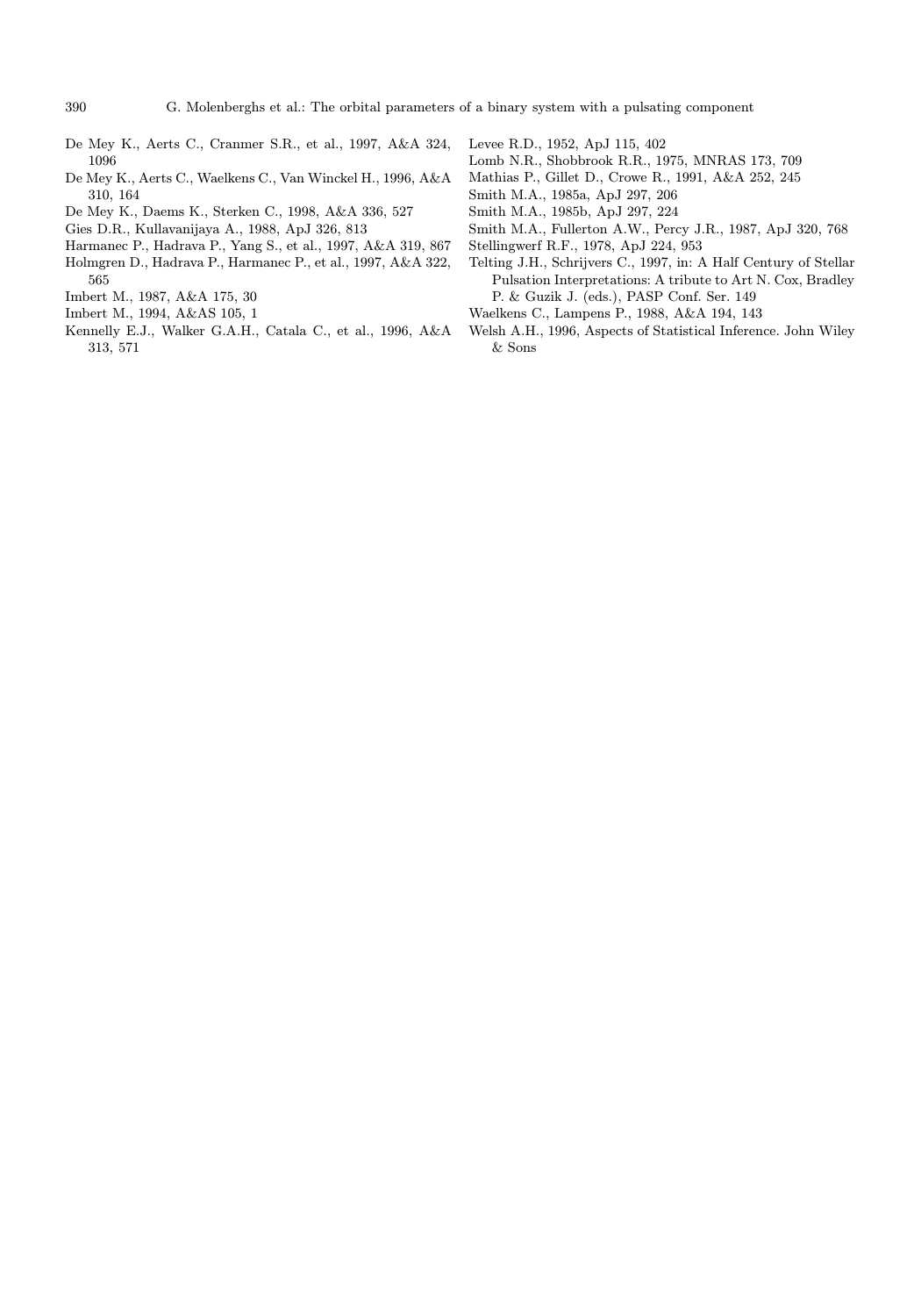De Mey K., Aerts C., Cranmer S.R., et al., 1997, A&A 324, 1096

De Mey K., Aerts C., Waelkens C., Van Winckel H., 1996, A&A 310, 164

De Mey K., Daems K., Sterken C., 1998, A&A 336, 527

Gies D.R., Kullavanijaya A., 1988, ApJ 326, 813

Harmanec P., Hadrava P., Yang S., et al., 1997, A&A 319, 867

Holmgren D., Hadrava P., Harmanec P., et al., 1997, A&A 322, 565

Imbert M., 1987, A&A 175, 30

Imbert M., 1994, A&AS 105, 1

Kennelly E.J., Walker G.A.H., Catala C., et al., 1996, A&A 313, 571

Levee R.D., 1952, ApJ 115, 402

Lomb N.R., Shobbrook R.R., 1975, MNRAS 173, 709

Mathias P., Gillet D., Crowe R., 1991, A&A 252, 245

Smith M.A., 1985a, ApJ 297, 206

Smith M.A., 1985b, ApJ 297, 224

Smith M.A., Fullerton A.W., Percy J.R., 1987, ApJ 320, 768

Stellingwerf R.F., 1978, ApJ 224, 953

Telting J.H., Schrijvers C., 1997, in: A Half Century of Stellar Pulsation Interpretations: A tribute to Art N. Cox, Bradley P. & Guzik J. (eds.), PASP Conf. Ser. 149

Waelkens C., Lampens P., 1988, A&A 194, 143

Welsh A.H., 1996, Aspects of Statistical Inference. John Wiley & Sons